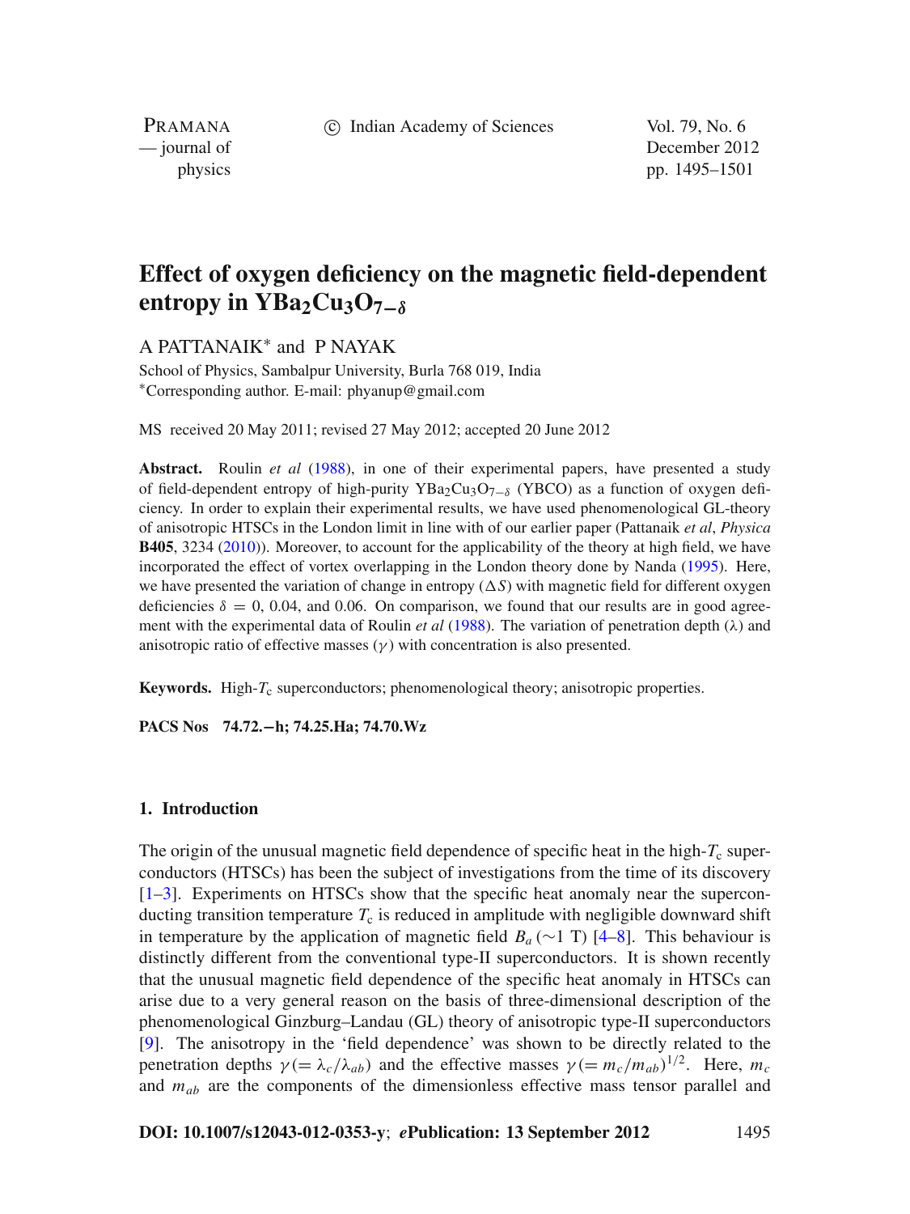# Effect of oxygen deficiency on the magnetic field-dependent entropy in $YBa_2Cu_3O_{7-\delta}$

A PATTANAIK* and P NAYAK

School of Physics, Sambalpur University, Burla 768 019, India
*Corresponding author. E-mail: phyanup@gmail.com

MS received 20 May 2011; revised 27 May 2012; accepted 20 June 2012

**Abstract.** Roulin *et al* (1988), in one of their experimental papers, have presented a study of field-dependent entropy of high-purity $YBa_2Cu_3O_{7-\delta}$ (YBCO) as a function of oxygen deficiency. In order to explain their experimental results, we have used phenomenological GL-theory of anisotropic HTSCs in the London limit in line with of our earlier paper (Pattanaik *et al*, *Physica* **B405**, 3234 (2010)). Moreover, to account for the applicability of the theory at high field, we have incorporated the effect of vortex overlapping in the London theory done by Nanda (1995). Here, we have presented the variation of change in entropy ($\Delta S$) with magnetic field for different oxygen deficiencies $\delta$ = 0, 0.04, and 0.06. On comparison, we found that our results are in good agreement with the experimental data of Roulin *et al* (1988). The variation of penetration depth ($\lambda$) and anisotropic ratio of effective masses ($\gamma$) with concentration is also presented.

**Keywords.** High-$T_c$ superconductors; phenomenological theory; anisotropic properties.

**PACS Nos** 74.72.−h; 74.25.Ha; 74.70.Wz

## 1. Introduction

The origin of the unusual magnetic field dependence of specific heat in the high-$T_c$ superconductors (HTSCs) has been the subject of investigations from the time of its discovery [1–3]. Experiments on HTSCs show that the specific heat anomaly near the superconducting transition temperature $T_c$ is reduced in amplitude with negligible downward shift in temperature by the application of magnetic field $B_a$ (∼1 T) [4–8]. This behaviour is distinctly different from the conventional type-II superconductors. It is shown recently that the unusual magnetic field dependence of the specific heat anomaly in HTSCs can arise due to a very general reason on the basis of three-dimensional description of the phenomenological Ginzburg–Landau (GL) theory of anisotropic type-II superconductors [9]. The anisotropy in the 'field dependence' was shown to be directly related to the penetration depths $\gamma (= \lambda_c/\lambda_{ab})$ and the effective masses $\gamma (= m_c/m_{ab})^{1/2}$. Here, $m_c$ and $m_{ab}$ are the components of the dimensionless effective mass tensor parallel and

**DOI: 10.1007/s12043-012-0353-y**; ***e*Publication: 13 September 2012**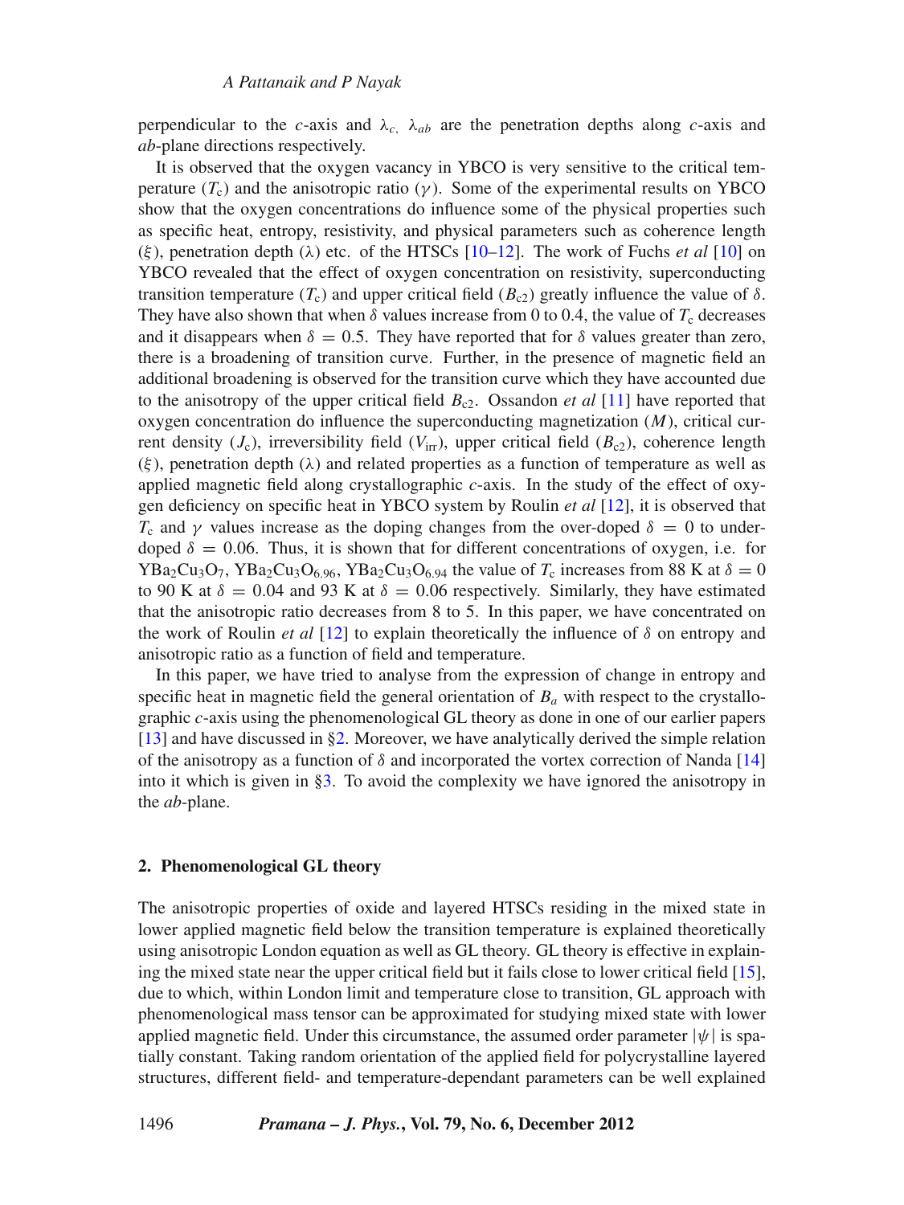perpendicular to the $c$-axis and $\lambda_c$, $\lambda_{ab}$ are the penetration depths along $c$-axis and $ab$-plane directions respectively.

It is observed that the oxygen vacancy in YBCO is very sensitive to the critical temperature ($T_c$) and the anisotropic ratio ($\gamma$). Some of the experimental results on YBCO show that the oxygen concentrations do influence some of the physical properties such as specific heat, entropy, resistivity, and physical parameters such as coherence length ($\xi$), penetration depth ($\lambda$) etc. of the HTSCs [10–12]. The work of Fuchs *et al* [10] on YBCO revealed that the effect of oxygen concentration on resistivity, superconducting transition temperature ($T_c$) and upper critical field ($B_{c2}$) greatly influence the value of $\delta$. They have also shown that when $\delta$ values increase from 0 to 0.4, the value of $T_c$ decreases and it disappears when $\delta = 0.5$. They have reported that for $\delta$ values greater than zero, there is a broadening of transition curve. Further, in the presence of magnetic field an additional broadening is observed for the transition curve which they have accounted due to the anisotropy of the upper critical field $B_{c2}$. Ossandon *et al* [11] have reported that oxygen concentration do influence the superconducting magnetization ($M$), critical current density ($J_c$), irreversibility field ($V_{irr}$), upper critical field ($B_{c2}$), coherence length ($\xi$), penetration depth ($\lambda$) and related properties as a function of temperature as well as applied magnetic field along crystallographic $c$-axis. In the study of the effect of oxygen deficiency on specific heat in YBCO system by Roulin *et al* [12], it is observed that $T_c$ and $\gamma$ values increase as the doping changes from the over-doped $\delta = 0$ to under-doped $\delta = 0.06$. Thus, it is shown that for different concentrations of oxygen, i.e. for $YBa_2Cu_3O_7$, $YBa_2Cu_3O_{6.96}$, $YBa_2Cu_3O_{6.94}$ the value of $T_c$ increases from 88 K at $\delta = 0$ to 90 K at $\delta = 0.04$ and 93 K at $\delta = 0.06$ respectively. Similarly, they have estimated that the anisotropic ratio decreases from 8 to 5. In this paper, we have concentrated on the work of Roulin *et al* [12] to explain theoretically the influence of $\delta$ on entropy and anisotropic ratio as a function of field and temperature.

In this paper, we have tried to analyse from the expression of change in entropy and specific heat in magnetic field the general orientation of $B_a$ with respect to the crystallographic $c$-axis using the phenomenological GL theory as done in one of our earlier papers [13] and have discussed in §2. Moreover, we have analytically derived the simple relation of the anisotropy as a function of $\delta$ and incorporated the vortex correction of Nanda [14] into it which is given in §3. To avoid the complexity we have ignored the anisotropy in the $ab$-plane.

## 2. Phenomenological GL theory

The anisotropic properties of oxide and layered HTSCs residing in the mixed state in lower applied magnetic field below the transition temperature is explained theoretically using anisotropic London equation as well as GL theory. GL theory is effective in explaining the mixed state near the upper critical field but it fails close to lower critical field [15], due to which, within London limit and temperature close to transition, GL approach with phenomenological mass tensor can be approximated for studying mixed state with lower applied magnetic field. Under this circumstance, the assumed order parameter $|\psi|$ is spatially constant. Taking random orientation of the applied field for polycrystalline layered structures, different field- and temperature-dependant parameters can be well explained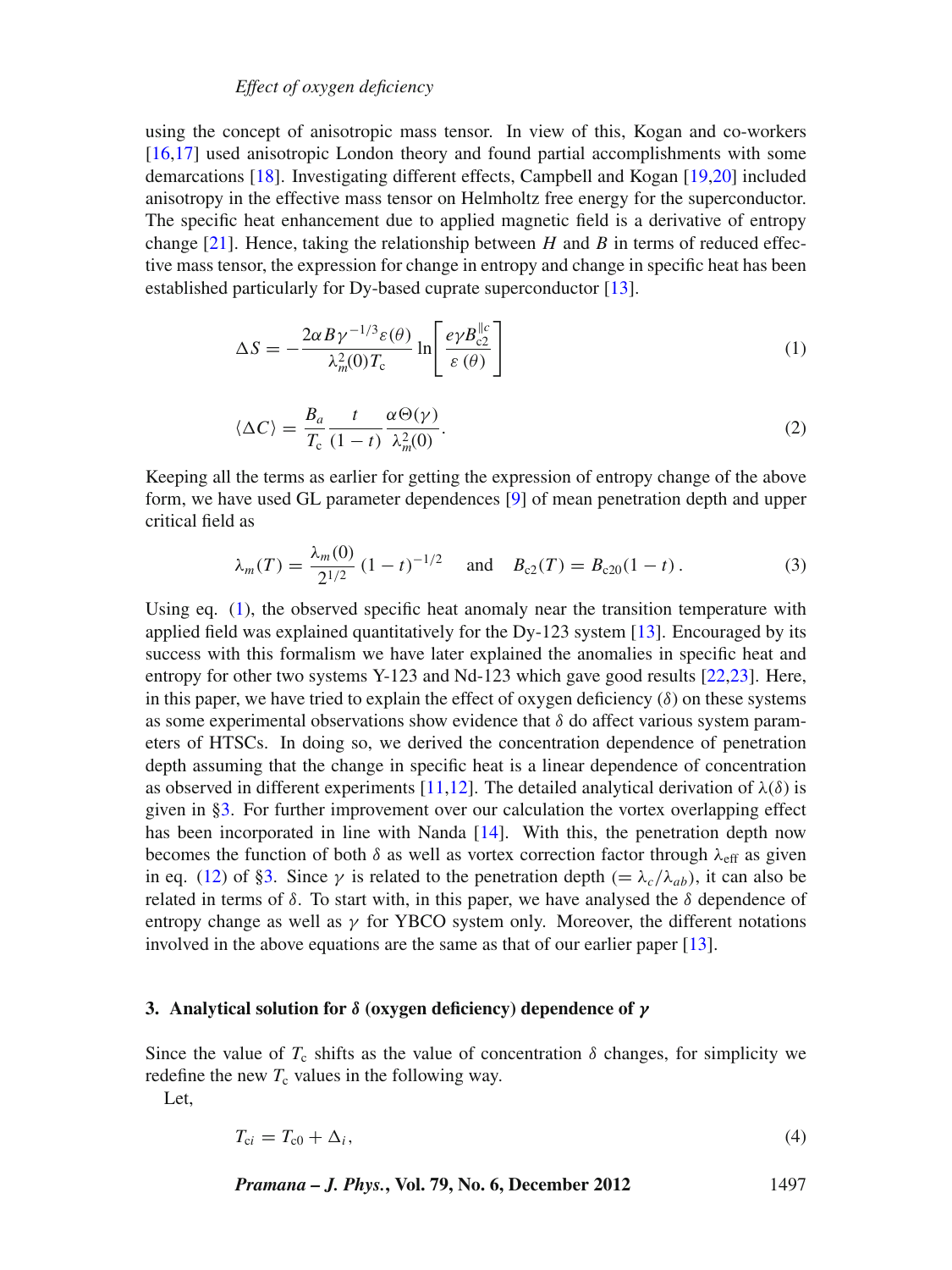using the concept of anisotropic mass tensor. In view of this, Kogan and co-workers [16,17] used anisotropic London theory and found partial accomplishments with some demarcations [18]. Investigating different effects, Campbell and Kogan [19,20] included anisotropy in the effective mass tensor on Helmholtz free energy for the superconductor. The specific heat enhancement due to applied magnetic field is a derivative of entropy change [21]. Hence, taking the relationship between $H$ and $B$ in terms of reduced effective mass tensor, the expression for change in entropy and change in specific heat has been established particularly for Dy-based cuprate superconductor [13].

$$\Delta S = -\frac{2\alpha B \gamma^{-1/3}\varepsilon(\theta)}{\lambda_m^2(0)T_\mathrm{c}} \ln\left[\frac{e\gamma B_{\mathrm{c2}}^{\parallel c}}{\varepsilon\,(\theta)}\right] \tag{1}$$

$$\langle \Delta C \rangle = \frac{B_a}{T_\mathrm{c}} \frac{t}{(1-t)} \frac{\alpha \Theta(\gamma)}{\lambda_m^2(0)}. \tag{2}$$

Keeping all the terms as earlier for getting the expression of entropy change of the above form, we have used GL parameter dependences [9] of mean penetration depth and upper critical field as

$$\lambda_m(T) = \frac{\lambda_m(0)}{2^{1/2}}\,(1-t)^{-1/2} \quad \text{and} \quad B_{\mathrm{c2}}(T) = B_{\mathrm{c20}}(1-t)\,. \tag{3}$$

Using eq. (1), the observed specific heat anomaly near the transition temperature with applied field was explained quantitatively for the Dy-123 system [13]. Encouraged by its success with this formalism we have later explained the anomalies in specific heat and entropy for other two systems Y-123 and Nd-123 which gave good results [22,23]. Here, in this paper, we have tried to explain the effect of oxygen deficiency ($\delta$) on these systems as some experimental observations show evidence that $\delta$ do affect various system parameters of HTSCs. In doing so, we derived the concentration dependence of penetration depth assuming that the change in specific heat is a linear dependence of concentration as observed in different experiments [11,12]. The detailed analytical derivation of $\lambda(\delta)$ is given in §3. For further improvement over our calculation the vortex overlapping effect has been incorporated in line with Nanda [14]. With this, the penetration depth now becomes the function of both $\delta$ as well as vortex correction factor through $\lambda_{\mathrm{eff}}$ as given in eq. (12) of §3. Since $\gamma$ is related to the penetration depth ($= \lambda_c/\lambda_{ab}$), it can also be related in terms of $\delta$. To start with, in this paper, we have analysed the $\delta$ dependence of entropy change as well as $\gamma$ for YBCO system only. Moreover, the different notations involved in the above equations are the same as that of our earlier paper [13].

## 3. Analytical solution for $\delta$ (oxygen deficiency) dependence of $\gamma$

Since the value of $T_\mathrm{c}$ shifts as the value of concentration $\delta$ changes, for simplicity we redefine the new $T_\mathrm{c}$ values in the following way.

Let,

$$T_{\mathrm{c}i} = T_{\mathrm{c}0} + \Delta_i, \tag{4}$$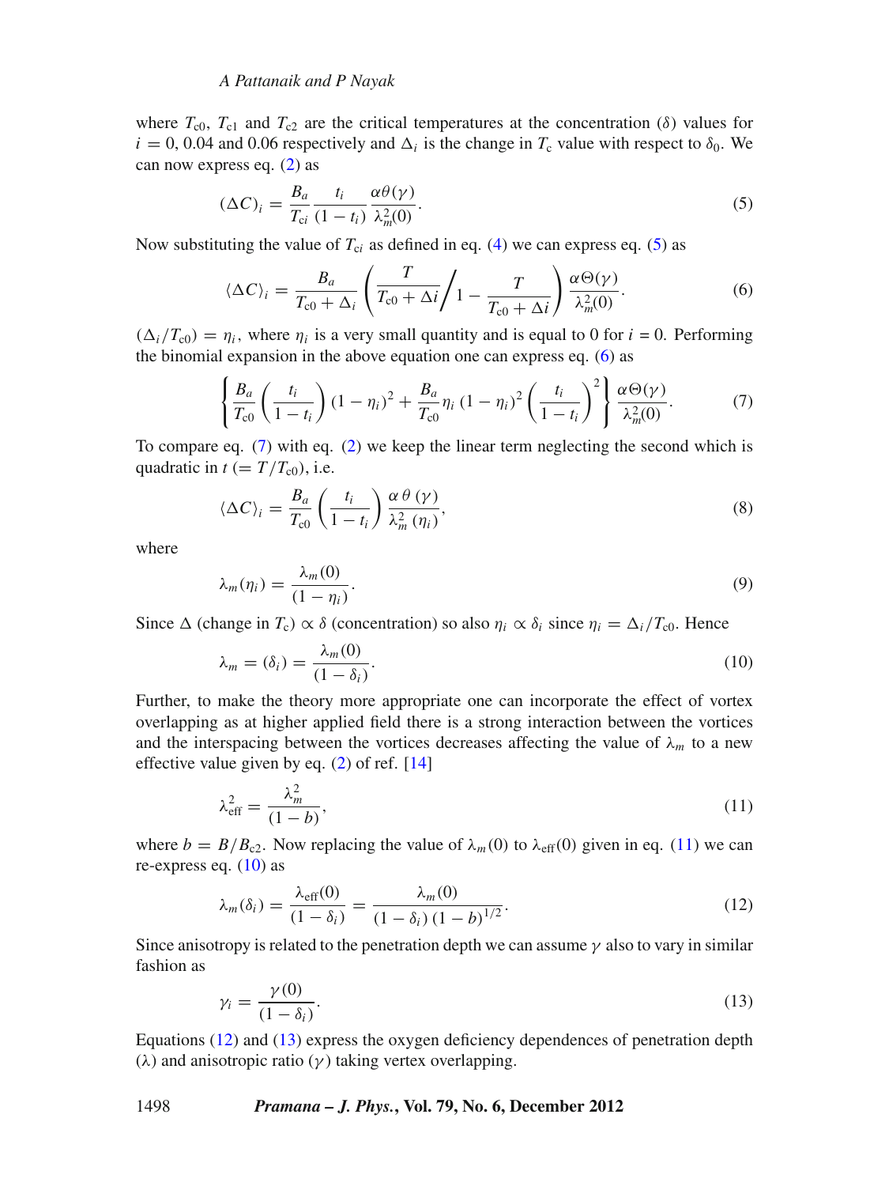where $T_{c0}$, $T_{c1}$ and $T_{c2}$ are the critical temperatures at the concentration ($\delta$) values for $i = 0$, 0.04 and 0.06 respectively and $\Delta_i$ is the change in $T_c$ value with respect to $\delta_0$. We can now express eq. (2) as

$$(\Delta C)_i = \frac{B_a}{T_{ci}} \frac{t_i}{(1 - t_i)} \frac{\alpha \theta(\gamma)}{\lambda_m^2(0)}. \tag{5}$$

Now substituting the value of $T_{ci}$ as defined in eq. (4) we can express eq. (5) as

$$\langle \Delta C \rangle_i = \frac{B_a}{T_{c0} + \Delta_i} \left( \frac{T}{T_{c0} + \Delta i} \Big/ 1 - \frac{T}{T_{c0} + \Delta i} \right) \frac{\alpha \Theta(\gamma)}{\lambda_m^2(0)}. \tag{6}$$

$(\Delta_i / T_{c0}) = \eta_i$, where $\eta_i$ is a very small quantity and is equal to 0 for $i = 0$. Performing the binomial expansion in the above equation one can express eq. (6) as

$$\left\{ \frac{B_a}{T_{c0}} \left( \frac{t_i}{1 - t_i} \right) (1 - \eta_i)^2 + \frac{B_a}{T_{c0}} \eta_i (1 - \eta_i)^2 \left( \frac{t_i}{1 - t_i} \right)^2 \right\} \frac{\alpha \Theta(\gamma)}{\lambda_m^2(0)}. \tag{7}$$

To compare eq. (7) with eq. (2) we keep the linear term neglecting the second which is quadratic in $t$ $(= T/T_{c0})$, i.e.

$$\langle \Delta C \rangle_i = \frac{B_a}{T_{c0}} \left( \frac{t_i}{1 - t_i} \right) \frac{\alpha\, \theta\, (\gamma)}{\lambda_m^2\, (\eta_i)}, \tag{8}$$

where

$$\lambda_m(\eta_i) = \frac{\lambda_m(0)}{(1 - \eta_i)}. \tag{9}$$

Since $\Delta$ (change in $T_c$) $\propto \delta$ (concentration) so also $\eta_i \propto \delta_i$ since $\eta_i = \Delta_i / T_{c0}$. Hence

$$\lambda_m = (\delta_i) = \frac{\lambda_m(0)}{(1 - \delta_i)}. \tag{10}$$

Further, to make the theory more appropriate one can incorporate the effect of vortex overlapping as at higher applied field there is a strong interaction between the vortices and the interspacing between the vortices decreases affecting the value of $\lambda_m$ to a new effective value given by eq. (2) of ref. [14]

$$\lambda_{\text{eff}}^2 = \frac{\lambda_m^2}{(1 - b)}, \tag{11}$$

where $b = B/B_{c2}$. Now replacing the value of $\lambda_m(0)$ to $\lambda_{\text{eff}}(0)$ given in eq. (11) we can re-express eq. (10) as

$$\lambda_m(\delta_i) = \frac{\lambda_{\text{eff}}(0)}{(1 - \delta_i)} = \frac{\lambda_m(0)}{(1 - \delta_i)\,(1 - b)^{1/2}}. \tag{12}$$

Since anisotropy is related to the penetration depth we can assume $\gamma$ also to vary in similar fashion as

$$\gamma_i = \frac{\gamma(0)}{(1 - \delta_i)}. \tag{13}$$

Equations (12) and (13) express the oxygen deficiency dependences of penetration depth ($\lambda$) and anisotropic ratio ($\gamma$) taking vertex overlapping.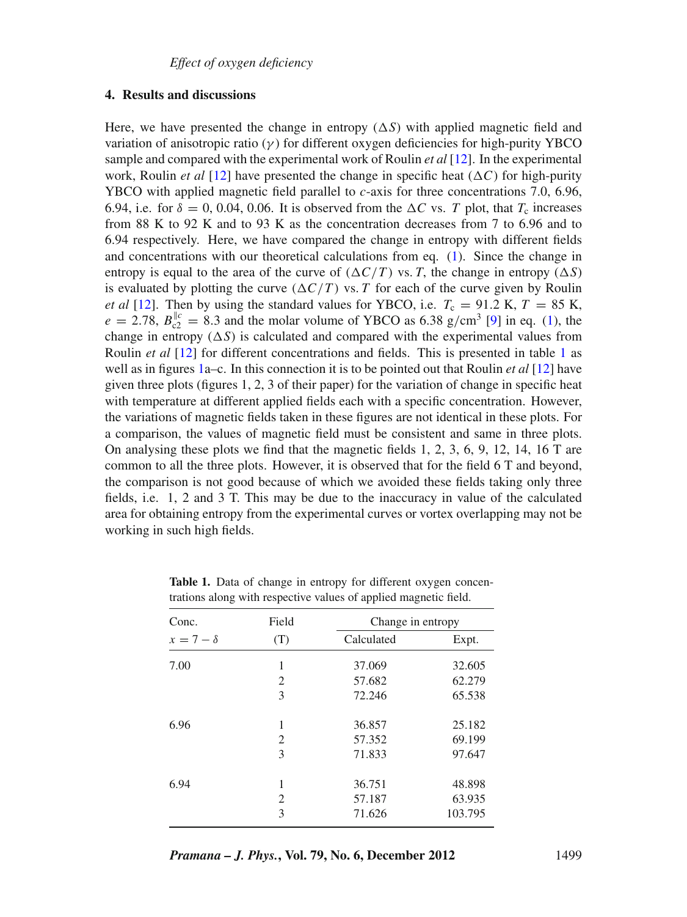## 4. Results and discussions

Here, we have presented the change in entropy ($\Delta S$) with applied magnetic field and variation of anisotropic ratio ($\gamma$) for different oxygen deficiencies for high-purity YBCO sample and compared with the experimental work of Roulin *et al* [12]. In the experimental work, Roulin *et al* [12] have presented the change in specific heat ($\Delta C$) for high-purity YBCO with applied magnetic field parallel to $c$-axis for three concentrations 7.0, 6.96, 6.94, i.e. for $\delta = 0, 0.04, 0.06$. It is observed from the $\Delta C$ vs. $T$ plot, that $T_c$ increases from 88 K to 92 K and to 93 K as the concentration decreases from 7 to 6.96 and to 6.94 respectively. Here, we have compared the change in entropy with different fields and concentrations with our theoretical calculations from eq. (1). Since the change in entropy is equal to the area of the curve of $(\Delta C/T)$ vs. $T$, the change in entropy ($\Delta S$) is evaluated by plotting the curve $(\Delta C/T)$ vs. $T$ for each of the curve given by Roulin *et al* [12]. Then by using the standard values for YBCO, i.e. $T_c = 91.2$ K, $T = 85$ K, $e = 2.78$, $B_{c2}^{\parallel c} = 8.3$ and the molar volume of YBCO as 6.38 g/cm$^3$ [9] in eq. (1), the change in entropy ($\Delta S$) is calculated and compared with the experimental values from Roulin *et al* [12] for different concentrations and fields. This is presented in table 1 as well as in figures 1a–c. In this connection it is to be pointed out that Roulin *et al* [12] have given three plots (figures 1, 2, 3 of their paper) for the variation of change in specific heat with temperature at different applied fields each with a specific concentration. However, the variations of magnetic fields taken in these figures are not identical in these plots. For a comparison, the values of magnetic field must be consistent and same in three plots. On analysing these plots we find that the magnetic fields 1, 2, 3, 6, 9, 12, 14, 16 T are common to all the three plots. However, it is observed that for the field 6 T and beyond, the comparison is not good because of which we avoided these fields taking only three fields, i.e. 1, 2 and 3 T. This may be due to the inaccuracy in value of the calculated area for obtaining entropy from the experimental curves or vortex overlapping may not be working in such high fields.

**Table 1.** Data of change in entropy for different oxygen concentrations along with respective values of applied magnetic field.

| Conc. | Field | Change in entropy | |
|---|---|---|---|
| $x = 7 - \delta$ | (T) | Calculated | Expt. |
| 7.00 | 1 | 37.069 | 32.605 |
| | 2 | 57.682 | 62.279 |
| | 3 | 72.246 | 65.538 |
| 6.96 | 1 | 36.857 | 25.182 |
| | 2 | 57.352 | 69.199 |
| | 3 | 71.833 | 97.647 |
| 6.94 | 1 | 36.751 | 48.898 |
| | 2 | 57.187 | 63.935 |
| | 3 | 71.626 | 103.795 |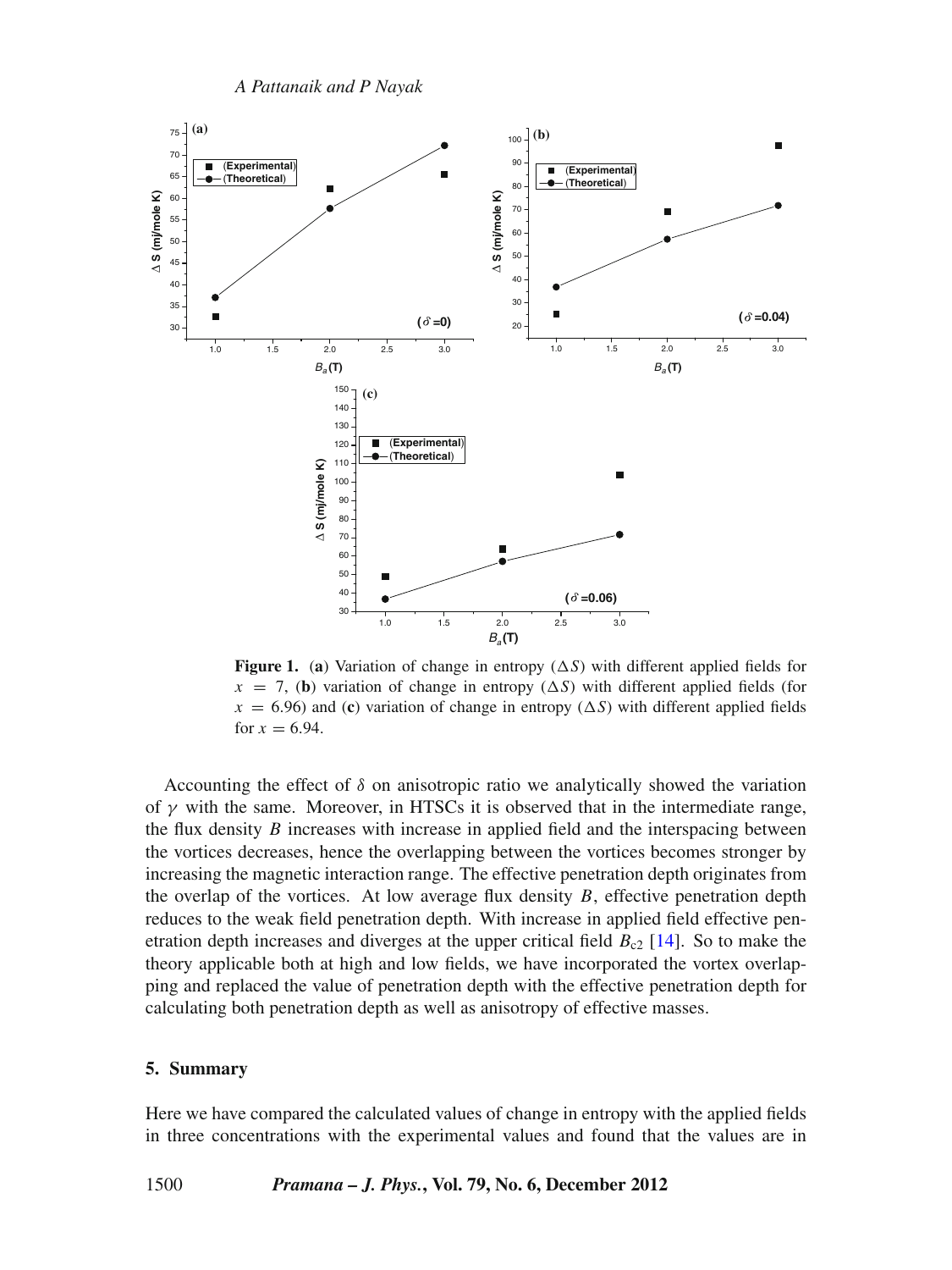**Figure 1.** (**a**) Variation of change in entropy ($\Delta S$) with different applied fields for $x = 7$, (**b**) variation of change in entropy ($\Delta S$) with different applied fields (for $x = 6.96$) and (**c**) variation of change in entropy ($\Delta S$) with different applied fields for $x = 6.94$.

Accounting the effect of $\delta$ on anisotropic ratio we analytically showed the variation of $\gamma$ with the same. Moreover, in HTSCs it is observed that in the intermediate range, the flux density $B$ increases with increase in applied field and the interspacing between the vortices decreases, hence the overlapping between the vortices becomes stronger by increasing the magnetic interaction range. The effective penetration depth originates from the overlap of the vortices. At low average flux density $B$, effective penetration depth reduces to the weak field penetration depth. With increase in applied field effective penetration depth increases and diverges at the upper critical field $B_{c2}$ [14]. So to make the theory applicable both at high and low fields, we have incorporated the vortex overlapping and replaced the value of penetration depth with the effective penetration depth for calculating both penetration depth as well as anisotropy of effective masses.

## 5. Summary

Here we have compared the calculated values of change in entropy with the applied fields in three concentrations with the experimental values and found that the values are in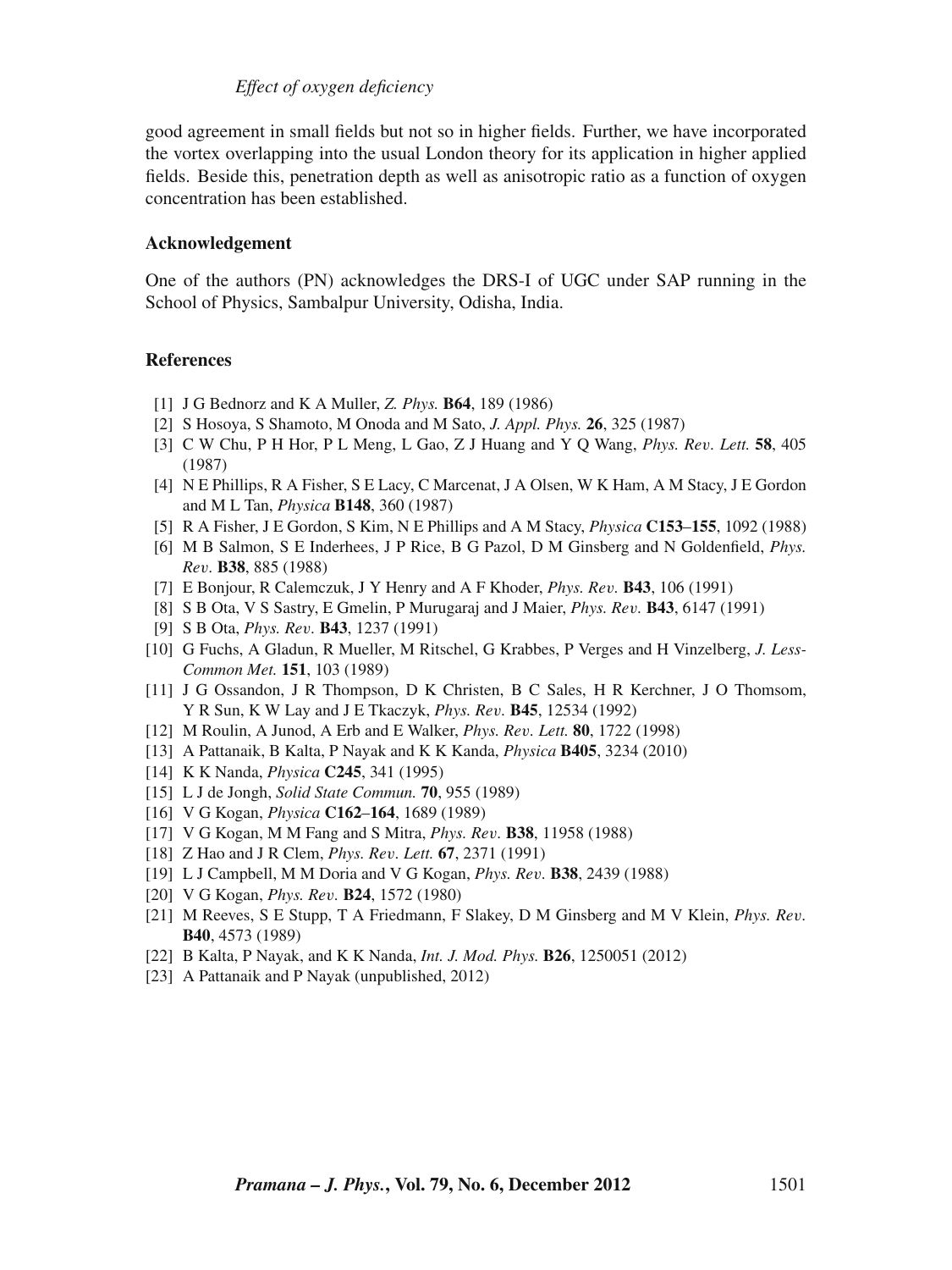good agreement in small fields but not so in higher fields. Further, we have incorporated the vortex overlapping into the usual London theory for its application in higher applied fields. Beside this, penetration depth as well as anisotropic ratio as a function of oxygen concentration has been established.

### Acknowledgement

One of the authors (PN) acknowledges the DRS-I of UGC under SAP running in the School of Physics, Sambalpur University, Odisha, India.

### References

[1] J G Bednorz and K A Muller, *Z. Phys.* **B64**, 189 (1986)

[2] S Hosoya, S Shamoto, M Onoda and M Sato, *J. Appl. Phys.* **26**, 325 (1987)

[3] C W Chu, P H Hor, P L Meng, L Gao, Z J Huang and Y Q Wang, *Phys. Rev. Lett.* **58**, 405 (1987)

[4] N E Phillips, R A Fisher, S E Lacy, C Marcenat, J A Olsen, W K Ham, A M Stacy, J E Gordon and M L Tan, *Physica* **B148**, 360 (1987)

[5] R A Fisher, J E Gordon, S Kim, N E Phillips and A M Stacy, *Physica* **C153–155**, 1092 (1988)

[6] M B Salmon, S E Inderhees, J P Rice, B G Pazol, D M Ginsberg and N Goldenfield, *Phys. Rev.* **B38**, 885 (1988)

[7] E Bonjour, R Calemczuk, J Y Henry and A F Khoder, *Phys. Rev.* **B43**, 106 (1991)

[8] S B Ota, V S Sastry, E Gmelin, P Murugaraj and J Maier, *Phys. Rev.* **B43**, 6147 (1991)

[9] S B Ota, *Phys. Rev.* **B43**, 1237 (1991)

[10] G Fuchs, A Gladun, R Mueller, M Ritschel, G Krabbes, P Verges and H Vinzelberg, *J. Less-Common Met.* **151**, 103 (1989)

[11] J G Ossandon, J R Thompson, D K Christen, B C Sales, H R Kerchner, J O Thomsom, Y R Sun, K W Lay and J E Tkaczyk, *Phys. Rev.* **B45**, 12534 (1992)

[12] M Roulin, A Junod, A Erb and E Walker, *Phys. Rev. Lett.* **80**, 1722 (1998)

[13] A Pattanaik, B Kalta, P Nayak and K K Kanda, *Physica* **B405**, 3234 (2010)

[14] K K Nanda, *Physica* **C245**, 341 (1995)

[15] L J de Jongh, *Solid State Commun.* **70**, 955 (1989)

[16] V G Kogan, *Physica* **C162–164**, 1689 (1989)

[17] V G Kogan, M M Fang and S Mitra, *Phys. Rev.* **B38**, 11958 (1988)

[18] Z Hao and J R Clem, *Phys. Rev. Lett.* **67**, 2371 (1991)

[19] L J Campbell, M M Doria and V G Kogan, *Phys. Rev.* **B38**, 2439 (1988)

[20] V G Kogan, *Phys. Rev.* **B24**, 1572 (1980)

[21] M Reeves, S E Stupp, T A Friedmann, F Slakey, D M Ginsberg and M V Klein, *Phys. Rev.* **B40**, 4573 (1989)

[22] B Kalta, P Nayak, and K K Nanda, *Int. J. Mod. Phys.* **B26**, 1250051 (2012)

[23] A Pattanaik and P Nayak (unpublished, 2012)